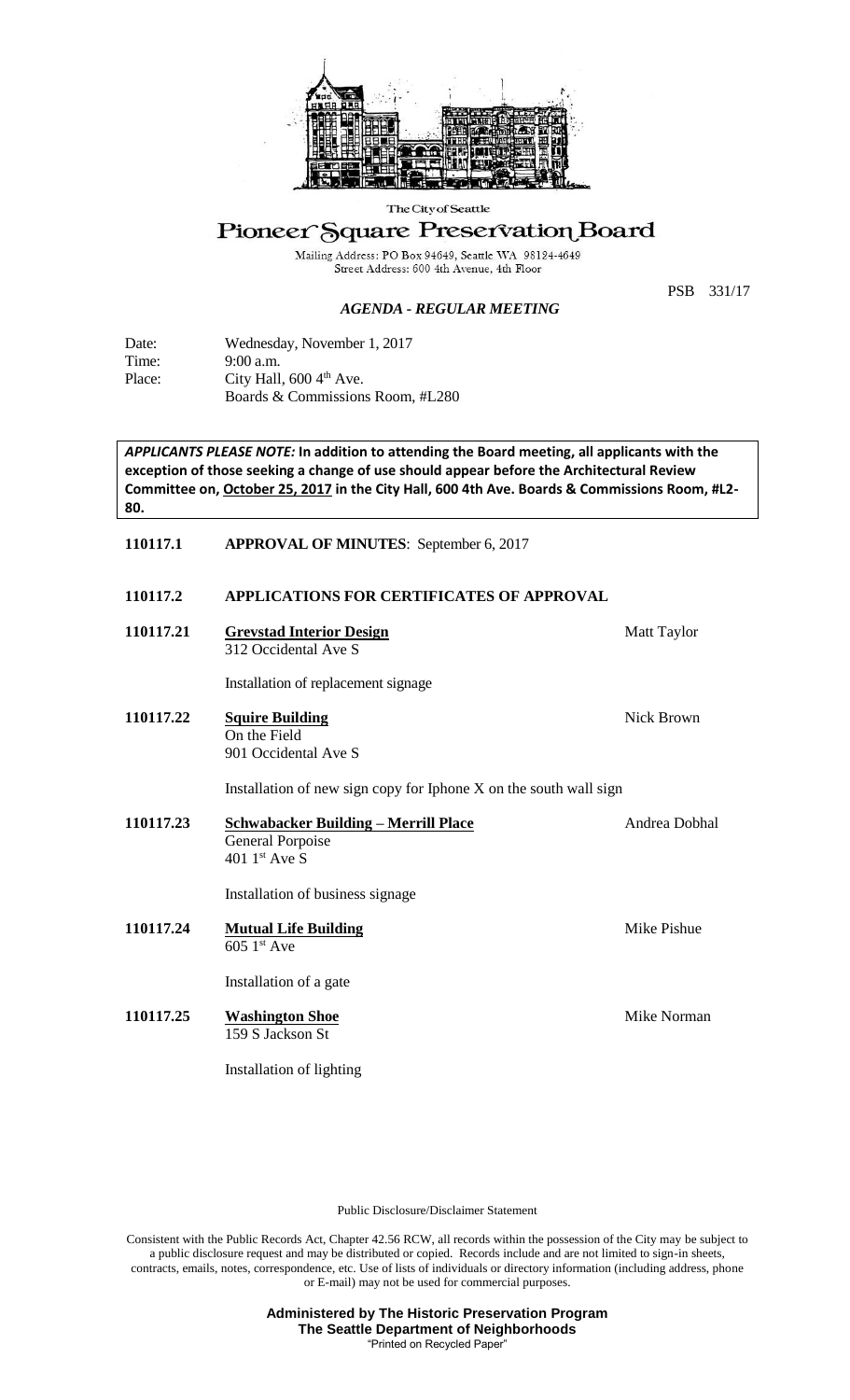The City of Seattle

# Pioneer Square Preservation Board

Mailing Address: PO Box 94649, Seattle WA 98124-4649
Street Address: 600 4th Avenue, 4th Floor

PSB 331/17

## *AGENDA - REGULAR MEETING*

Date: Wednesday, November 1, 2017
Time: 9:00 a.m.
Place: City Hall, 600 4th Ave.
Boards & Commissions Room, #L280

***APPLICANTS PLEASE NOTE:*** **In addition to attending the Board meeting, all applicants with the exception of those seeking a change of use should appear before the Architectural Review Committee on, October 25, 2017 in the City Hall, 600 4th Ave. Boards & Commissions Room, #L2-80.**

**110117.1 APPROVAL OF MINUTES**: September 6, 2017

**110117.2 APPLICATIONS FOR CERTIFICATES OF APPROVAL**

**110117.21 Grevstad Interior Design** — Matt Taylor
312 Occidental Ave S

Installation of replacement signage

**110117.22 Squire Building** — Nick Brown
On the Field
901 Occidental Ave S

Installation of new sign copy for Iphone X on the south wall sign

**110117.23 Schwabacker Building – Merrill Place** — Andrea Dobhal
General Porpoise
401 1st Ave S

Installation of business signage

**110117.24 Mutual Life Building** — Mike Pishue
605 1st Ave

Installation of a gate

**110117.25 Washington Shoe** — Mike Norman
159 S Jackson St

Installation of lighting

Public Disclosure/Disclaimer Statement

Consistent with the Public Records Act, Chapter 42.56 RCW, all records within the possession of the City may be subject to a public disclosure request and may be distributed or copied. Records include and are not limited to sign-in sheets, contracts, emails, notes, correspondence, etc. Use of lists of individuals or directory information (including address, phone or E-mail) may not be used for commercial purposes.

**Administered by The Historic Preservation Program**
**The Seattle Department of Neighborhoods**
"Printed on Recycled Paper"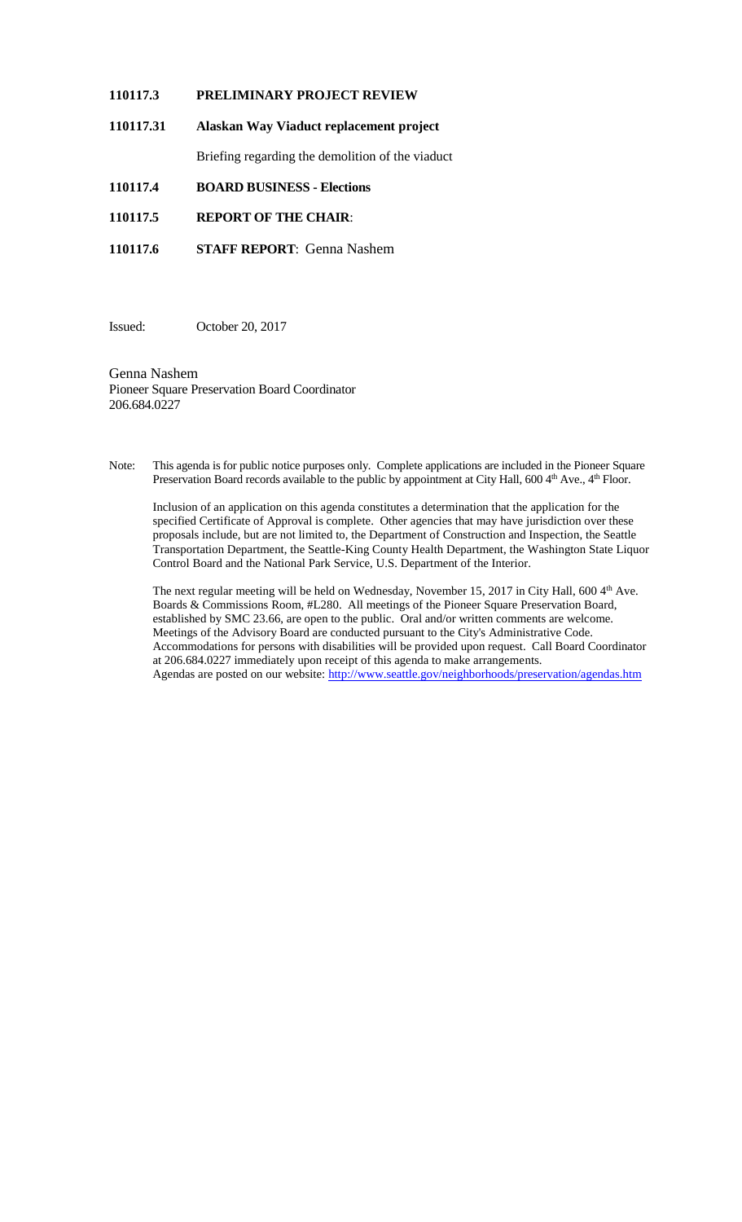**110117.3 PRELIMINARY PROJECT REVIEW**

**110117.31 Alaskan Way Viaduct replacement project**

Briefing regarding the demolition of the viaduct

**110117.4 BOARD BUSINESS - Elections**

**110117.5 REPORT OF THE CHAIR**:

**110117.6 STAFF REPORT**: Genna Nashem

Issued: October 20, 2017

Genna Nashem
Pioneer Square Preservation Board Coordinator
206.684.0227

Note: This agenda is for public notice purposes only. Complete applications are included in the Pioneer Square Preservation Board records available to the public by appointment at City Hall, 600 4th Ave., 4th Floor.

Inclusion of an application on this agenda constitutes a determination that the application for the specified Certificate of Approval is complete. Other agencies that may have jurisdiction over these proposals include, but are not limited to, the Department of Construction and Inspection, the Seattle Transportation Department, the Seattle-King County Health Department, the Washington State Liquor Control Board and the National Park Service, U.S. Department of the Interior.

The next regular meeting will be held on Wednesday, November 15, 2017 in City Hall, 600 4th Ave. Boards & Commissions Room, #L280. All meetings of the Pioneer Square Preservation Board, established by SMC 23.66, are open to the public. Oral and/or written comments are welcome. Meetings of the Advisory Board are conducted pursuant to the City's Administrative Code. Accommodations for persons with disabilities will be provided upon request. Call Board Coordinator at 206.684.0227 immediately upon receipt of this agenda to make arrangements.
Agendas are posted on our website: http://www.seattle.gov/neighborhoods/preservation/agendas.htm